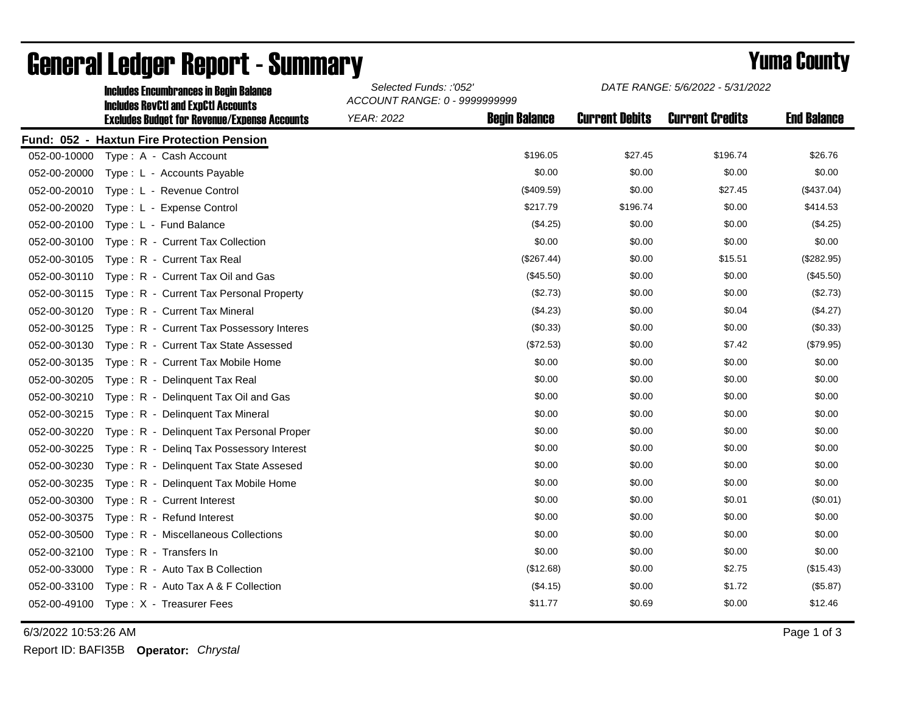# General Ledger Report - Summary

**Yuma County**

**Includes Encumbrances in Begin Balance**
**Includes RevCtl and ExpCtl Accounts**
**Excludes Budget for Revenue/Expense Accounts**

*Selected Funds: :'052'*
*ACCOUNT RANGE: 0 - 9999999999*
*YEAR: 2022*

*DATE RANGE: 5/6/2022 - 5/31/2022*

**Fund: 052 - Haxtun Fire Protection Pension**

| Account | Description | Begin Balance | Current Debits | Current Credits | End Balance |
|---|---|---|---|---|---|
| 052-00-10000 | Type : A - Cash Account | $196.05 | $27.45 | $196.74 | $26.76 |
| 052-00-20000 | Type : L - Accounts Payable | $0.00 | $0.00 | $0.00 | $0.00 |
| 052-00-20010 | Type : L - Revenue Control | ($409.59) | $0.00 | $27.45 | ($437.04) |
| 052-00-20020 | Type : L - Expense Control | $217.79 | $196.74 | $0.00 | $414.53 |
| 052-00-20100 | Type : L - Fund Balance | ($4.25) | $0.00 | $0.00 | ($4.25) |
| 052-00-30100 | Type : R - Current Tax Collection | $0.00 | $0.00 | $0.00 | $0.00 |
| 052-00-30105 | Type : R - Current Tax Real | ($267.44) | $0.00 | $15.51 | ($282.95) |
| 052-00-30110 | Type : R - Current Tax Oil and Gas | ($45.50) | $0.00 | $0.00 | ($45.50) |
| 052-00-30115 | Type : R - Current Tax Personal Property | ($2.73) | $0.00 | $0.00 | ($2.73) |
| 052-00-30120 | Type : R - Current Tax Mineral | ($4.23) | $0.00 | $0.04 | ($4.27) |
| 052-00-30125 | Type : R - Current Tax Possessory Interes | ($0.33) | $0.00 | $0.00 | ($0.33) |
| 052-00-30130 | Type : R - Current Tax State Assessed | ($72.53) | $0.00 | $7.42 | ($79.95) |
| 052-00-30135 | Type : R - Current Tax Mobile Home | $0.00 | $0.00 | $0.00 | $0.00 |
| 052-00-30205 | Type : R - Delinquent Tax Real | $0.00 | $0.00 | $0.00 | $0.00 |
| 052-00-30210 | Type : R - Delinquent Tax Oil and Gas | $0.00 | $0.00 | $0.00 | $0.00 |
| 052-00-30215 | Type : R - Delinquent Tax Mineral | $0.00 | $0.00 | $0.00 | $0.00 |
| 052-00-30220 | Type : R - Delinquent Tax Personal Proper | $0.00 | $0.00 | $0.00 | $0.00 |
| 052-00-30225 | Type : R - Delinq Tax Possessory Interest | $0.00 | $0.00 | $0.00 | $0.00 |
| 052-00-30230 | Type : R - Delinquent Tax State Assesed | $0.00 | $0.00 | $0.00 | $0.00 |
| 052-00-30235 | Type : R - Delinquent Tax Mobile Home | $0.00 | $0.00 | $0.00 | $0.00 |
| 052-00-30300 | Type : R - Current Interest | $0.00 | $0.00 | $0.01 | ($0.01) |
| 052-00-30375 | Type : R - Refund Interest | $0.00 | $0.00 | $0.00 | $0.00 |
| 052-00-30500 | Type : R - Miscellaneous Collections | $0.00 | $0.00 | $0.00 | $0.00 |
| 052-00-32100 | Type : R - Transfers In | $0.00 | $0.00 | $0.00 | $0.00 |
| 052-00-33000 | Type : R - Auto Tax B Collection | ($12.68) | $0.00 | $2.75 | ($15.43) |
| 052-00-33100 | Type : R - Auto Tax A & F Collection | ($4.15) | $0.00 | $1.72 | ($5.87) |
| 052-00-49100 | Type : X - Treasurer Fees | $11.77 | $0.69 | $0.00 | $12.46 |

6/3/2022 10:53:26 AM

Report ID: BAFI35B **Operator:** *Chrystal*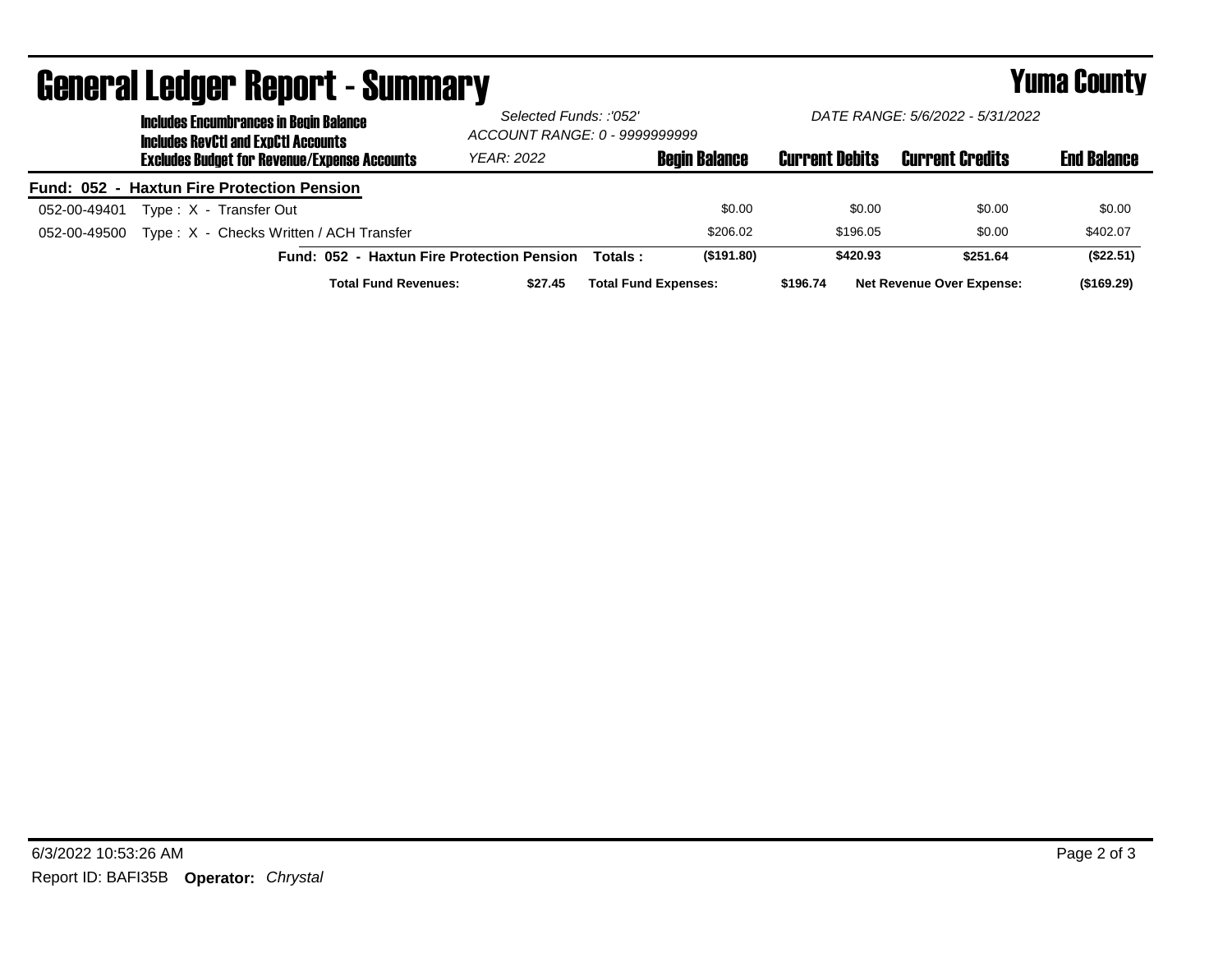# General Ledger Report - Summary

**Yuma County**

**Includes Encumbrances in Begin Balance**
**Includes RevCtl and ExpCtl Accounts**
**Excludes Budget for Revenue/Expense Accounts**

*Selected Funds: :'052'*
*ACCOUNT RANGE: 0 - 9999999999*
*YEAR: 2022*

*DATE RANGE: 5/6/2022 - 5/31/2022*

**Fund: 052 - Haxtun Fire Protection Pension**

| Account | Description | Begin Balance | Current Debits | Current Credits | End Balance |
|---|---|---|---|---|---|
| 052-00-49401 | Type : X - Transfer Out | $0.00 | $0.00 | $0.00 | $0.00 |
| 052-00-49500 | Type : X - Checks Written / ACH Transfer | $206.02 | $196.05 | $0.00 | $402.07 |
| | **Fund: 052 - Haxtun Fire Protection Pension Totals :** | **($191.80)** | **$420.93** | **$251.64** | **($22.51)** |

**Total Fund Revenues:** $27.45 **Total Fund Expenses:** $196.74 **Net Revenue Over Expense:** ($169.29)

6/3/2022 10:53:26 AM

Report ID: BAFI35B **Operator:** *Chrystal*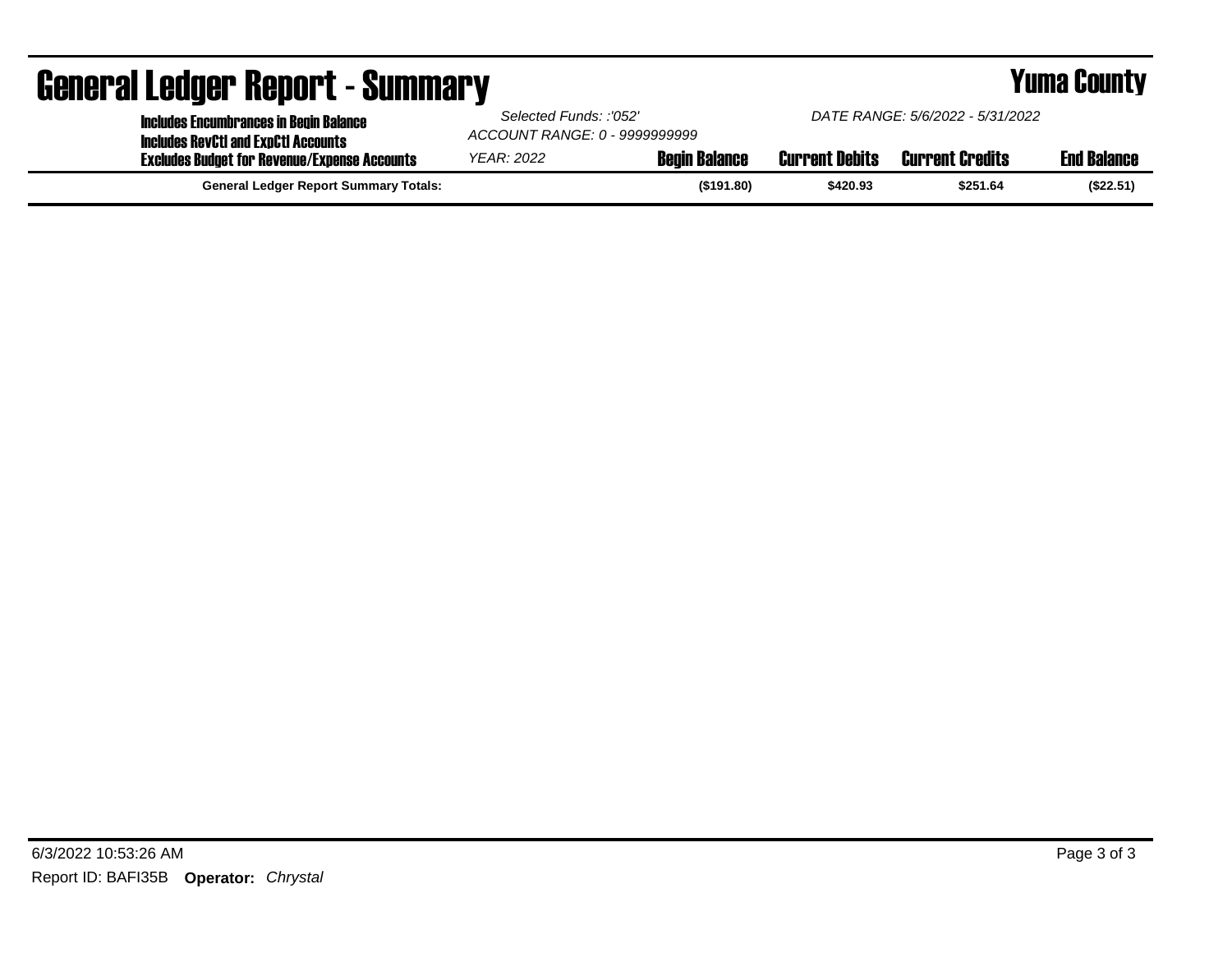# General Ledger Report - Summary

**Yuma County**

**Includes Encumbrances in Begin Balance**
**Includes RevCtl and ExpCtl Accounts**
**Excludes Budget for Revenue/Expense Accounts**

*Selected Funds: :'052'*
*ACCOUNT RANGE: 0 - 9999999999*
*YEAR: 2022*

*DATE RANGE: 5/6/2022 - 5/31/2022*

| | Begin Balance | Current Debits | Current Credits | End Balance |
|---|---|---|---|---|
| **General Ledger Report Summary Totals:** | **($191.80)** | **$420.93** | **$251.64** | **($22.51)** |

6/3/2022 10:53:26 AM

Report ID: BAFI35B **Operator:** *Chrystal*